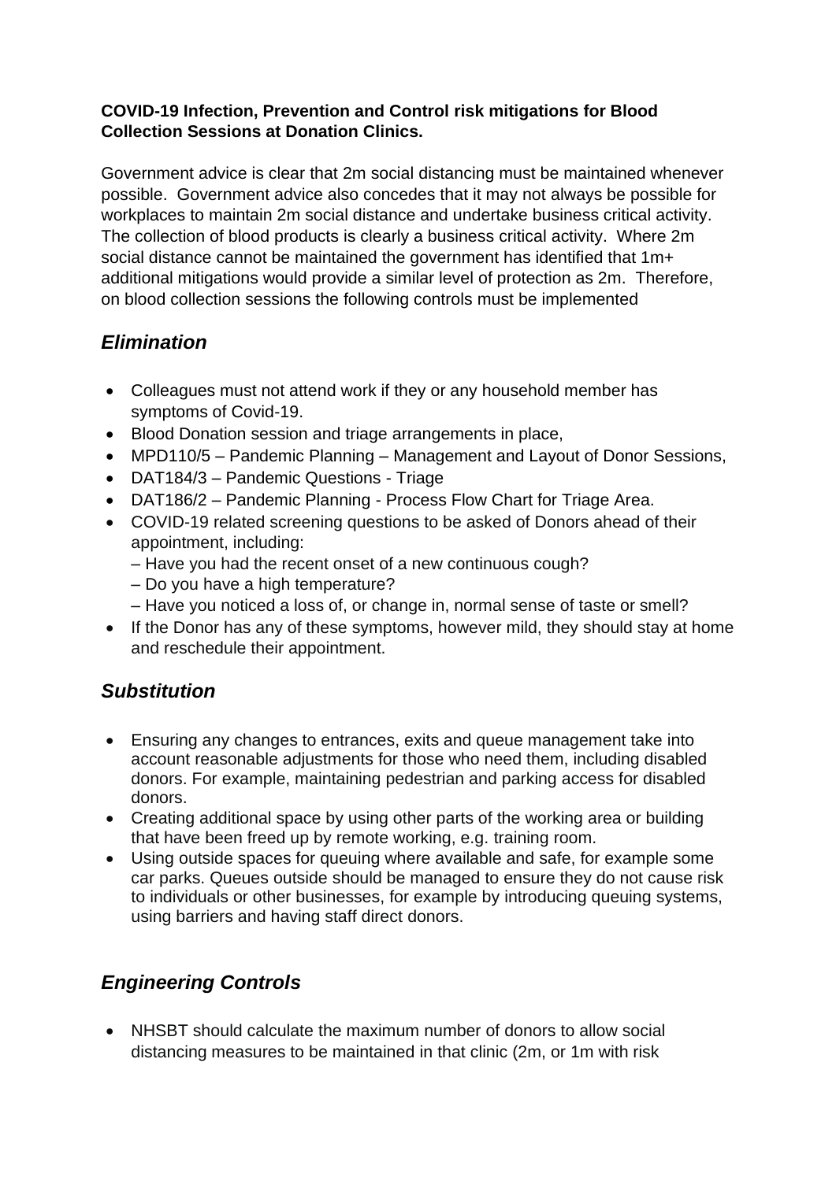**COVID-19 Infection, Prevention and Control risk mitigations for Blood Collection Sessions at Donation Clinics.**

Government advice is clear that 2m social distancing must be maintained whenever possible. Government advice also concedes that it may not always be possible for workplaces to maintain 2m social distance and undertake business critical activity. The collection of blood products is clearly a business critical activity. Where 2m social distance cannot be maintained the government has identified that 1m+ additional mitigations would provide a similar level of protection as 2m. Therefore, on blood collection sessions the following controls must be implemented

## *Elimination*

- Colleagues must not attend work if they or any household member has symptoms of Covid-19.
- Blood Donation session and triage arrangements in place,
- MPD110/5 – Pandemic Planning – Management and Layout of Donor Sessions,
- DAT184/3 – Pandemic Questions - Triage
- DAT186/2 – Pandemic Planning - Process Flow Chart for Triage Area.
- COVID-19 related screening questions to be asked of Donors ahead of their appointment, including:
  – Have you had the recent onset of a new continuous cough?
  – Do you have a high temperature?
  – Have you noticed a loss of, or change in, normal sense of taste or smell?
- If the Donor has any of these symptoms, however mild, they should stay at home and reschedule their appointment.

## *Substitution*

- Ensuring any changes to entrances, exits and queue management take into account reasonable adjustments for those who need them, including disabled donors. For example, maintaining pedestrian and parking access for disabled donors.
- Creating additional space by using other parts of the working area or building that have been freed up by remote working, e.g. training room.
- Using outside spaces for queuing where available and safe, for example some car parks. Queues outside should be managed to ensure they do not cause risk to individuals or other businesses, for example by introducing queuing systems, using barriers and having staff direct donors.

## *Engineering Controls*

- NHSBT should calculate the maximum number of donors to allow social distancing measures to be maintained in that clinic (2m, or 1m with risk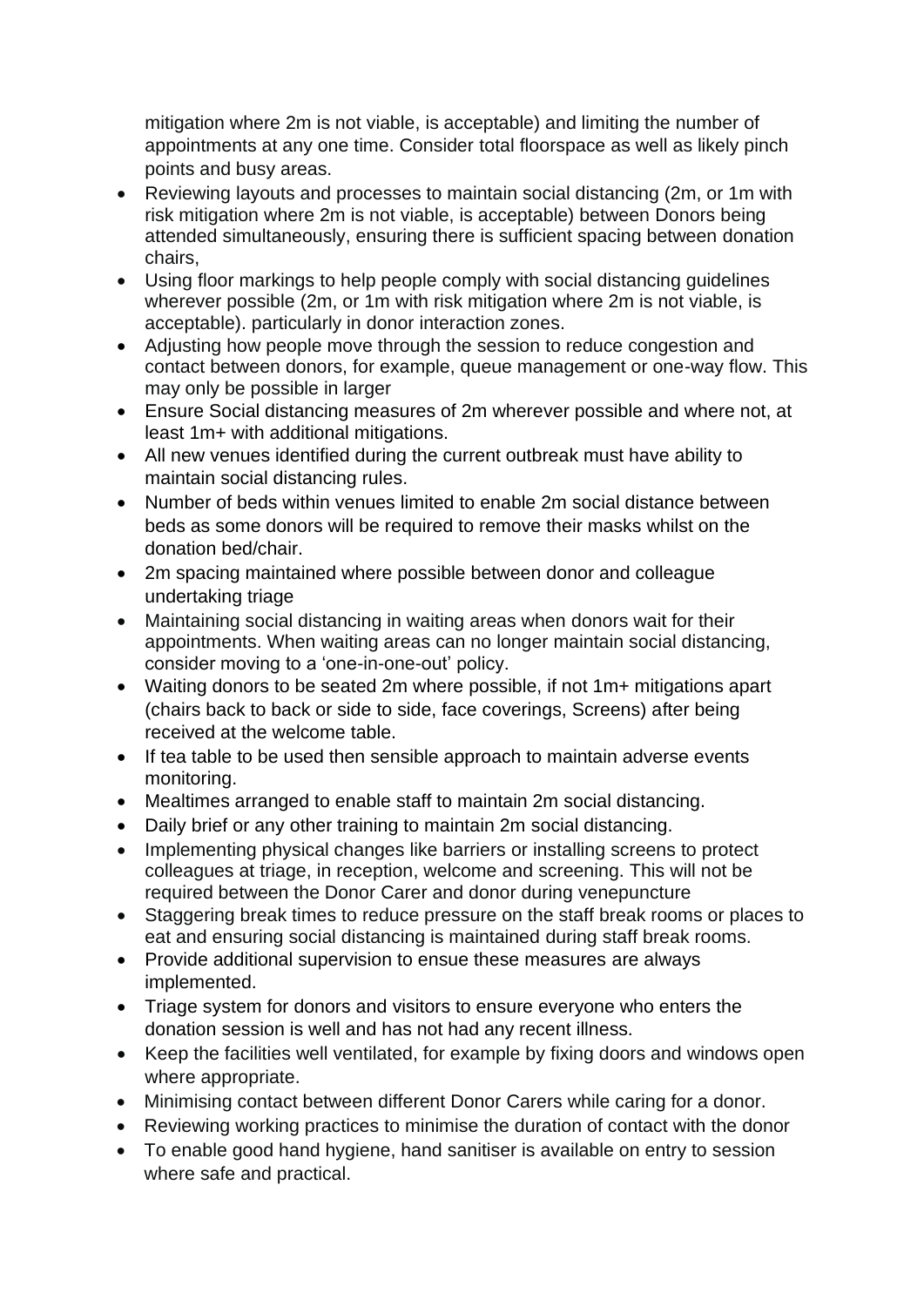mitigation where 2m is not viable, is acceptable) and limiting the number of appointments at any one time. Consider total floorspace as well as likely pinch points and busy areas.

- Reviewing layouts and processes to maintain social distancing (2m, or 1m with risk mitigation where 2m is not viable, is acceptable) between Donors being attended simultaneously, ensuring there is sufficient spacing between donation chairs,
- Using floor markings to help people comply with social distancing guidelines wherever possible (2m, or 1m with risk mitigation where 2m is not viable, is acceptable). particularly in donor interaction zones.
- Adjusting how people move through the session to reduce congestion and contact between donors, for example, queue management or one-way flow. This may only be possible in larger
- Ensure Social distancing measures of 2m wherever possible and where not, at least 1m+ with additional mitigations.
- All new venues identified during the current outbreak must have ability to maintain social distancing rules.
- Number of beds within venues limited to enable 2m social distance between beds as some donors will be required to remove their masks whilst on the donation bed/chair.
- 2m spacing maintained where possible between donor and colleague undertaking triage
- Maintaining social distancing in waiting areas when donors wait for their appointments. When waiting areas can no longer maintain social distancing, consider moving to a 'one-in-one-out' policy.
- Waiting donors to be seated 2m where possible, if not 1m+ mitigations apart (chairs back to back or side to side, face coverings, Screens) after being received at the welcome table.
- If tea table to be used then sensible approach to maintain adverse events monitoring.
- Mealtimes arranged to enable staff to maintain 2m social distancing.
- Daily brief or any other training to maintain 2m social distancing.
- Implementing physical changes like barriers or installing screens to protect colleagues at triage, in reception, welcome and screening. This will not be required between the Donor Carer and donor during venepuncture
- Staggering break times to reduce pressure on the staff break rooms or places to eat and ensuring social distancing is maintained during staff break rooms.
- Provide additional supervision to ensue these measures are always implemented.
- Triage system for donors and visitors to ensure everyone who enters the donation session is well and has not had any recent illness.
- Keep the facilities well ventilated, for example by fixing doors and windows open where appropriate.
- Minimising contact between different Donor Carers while caring for a donor.
- Reviewing working practices to minimise the duration of contact with the donor
- To enable good hand hygiene, hand sanitiser is available on entry to session where safe and practical.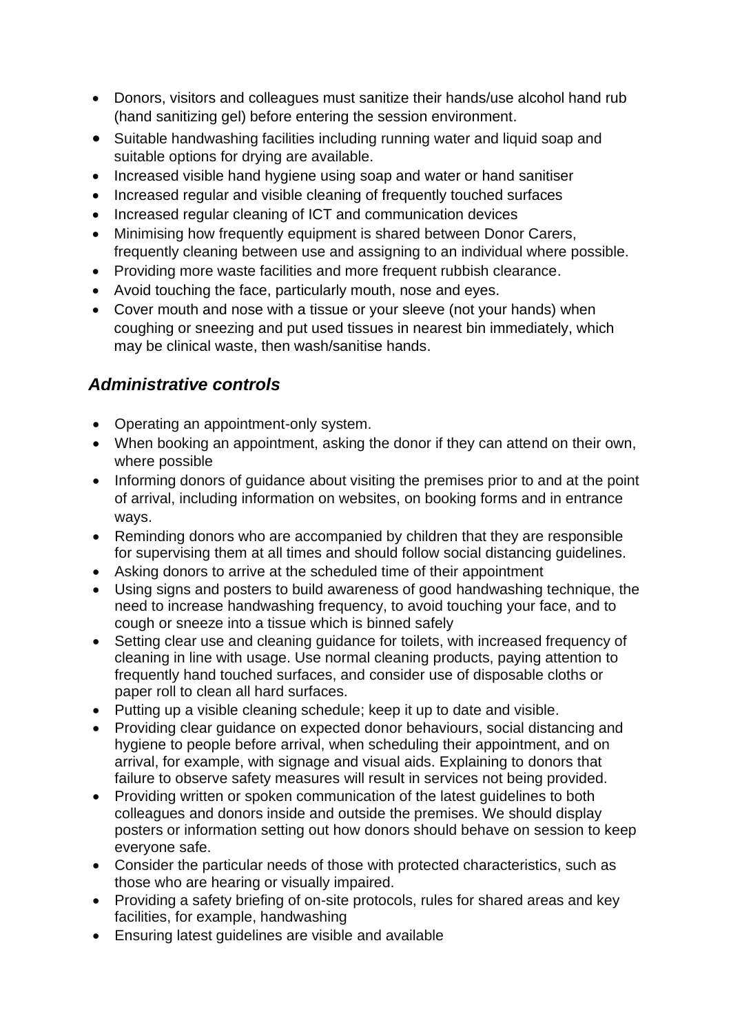- Donors, visitors and colleagues must sanitize their hands/use alcohol hand rub (hand sanitizing gel) before entering the session environment.
- Suitable handwashing facilities including running water and liquid soap and suitable options for drying are available.
- Increased visible hand hygiene using soap and water or hand sanitiser
- Increased regular and visible cleaning of frequently touched surfaces
- Increased regular cleaning of ICT and communication devices
- Minimising how frequently equipment is shared between Donor Carers, frequently cleaning between use and assigning to an individual where possible.
- Providing more waste facilities and more frequent rubbish clearance.
- Avoid touching the face, particularly mouth, nose and eyes.
- Cover mouth and nose with a tissue or your sleeve (not your hands) when coughing or sneezing and put used tissues in nearest bin immediately, which may be clinical waste, then wash/sanitise hands.

### *Administrative controls*

- Operating an appointment-only system.
- When booking an appointment, asking the donor if they can attend on their own, where possible
- Informing donors of guidance about visiting the premises prior to and at the point of arrival, including information on websites, on booking forms and in entrance ways.
- Reminding donors who are accompanied by children that they are responsible for supervising them at all times and should follow social distancing guidelines.
- Asking donors to arrive at the scheduled time of their appointment
- Using signs and posters to build awareness of good handwashing technique, the need to increase handwashing frequency, to avoid touching your face, and to cough or sneeze into a tissue which is binned safely
- Setting clear use and cleaning guidance for toilets, with increased frequency of cleaning in line with usage. Use normal cleaning products, paying attention to frequently hand touched surfaces, and consider use of disposable cloths or paper roll to clean all hard surfaces.
- Putting up a visible cleaning schedule; keep it up to date and visible.
- Providing clear guidance on expected donor behaviours, social distancing and hygiene to people before arrival, when scheduling their appointment, and on arrival, for example, with signage and visual aids. Explaining to donors that failure to observe safety measures will result in services not being provided.
- Providing written or spoken communication of the latest guidelines to both colleagues and donors inside and outside the premises. We should display posters or information setting out how donors should behave on session to keep everyone safe.
- Consider the particular needs of those with protected characteristics, such as those who are hearing or visually impaired.
- Providing a safety briefing of on-site protocols, rules for shared areas and key facilities, for example, handwashing
- Ensuring latest guidelines are visible and available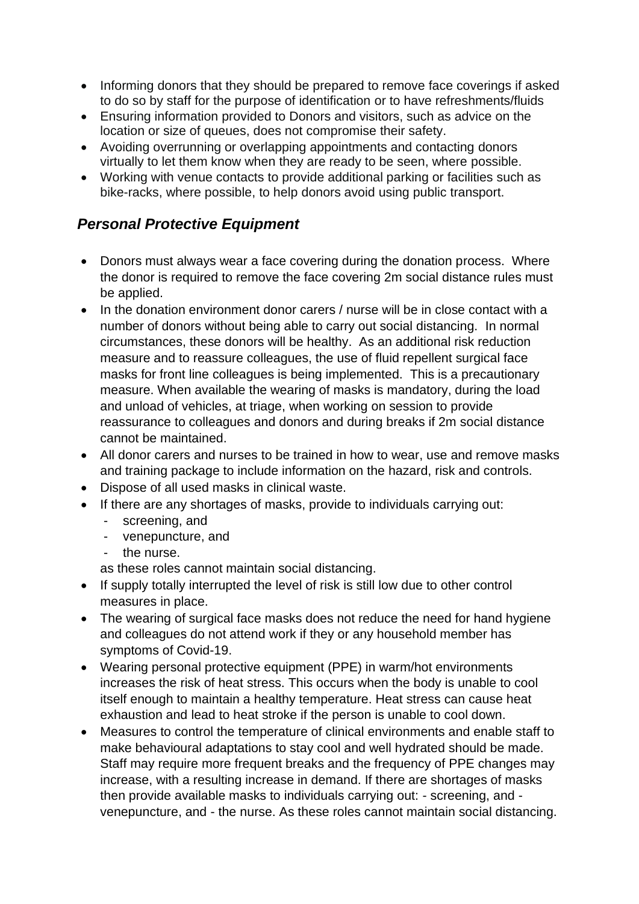- Informing donors that they should be prepared to remove face coverings if asked to do so by staff for the purpose of identification or to have refreshments/fluids
- Ensuring information provided to Donors and visitors, such as advice on the location or size of queues, does not compromise their safety.
- Avoiding overrunning or overlapping appointments and contacting donors virtually to let them know when they are ready to be seen, where possible.
- Working with venue contacts to provide additional parking or facilities such as bike-racks, where possible, to help donors avoid using public transport.

### *Personal Protective Equipment*

- Donors must always wear a face covering during the donation process. Where the donor is required to remove the face covering 2m social distance rules must be applied.
- In the donation environment donor carers / nurse will be in close contact with a number of donors without being able to carry out social distancing. In normal circumstances, these donors will be healthy. As an additional risk reduction measure and to reassure colleagues, the use of fluid repellent surgical face masks for front line colleagues is being implemented. This is a precautionary measure. When available the wearing of masks is mandatory, during the load and unload of vehicles, at triage, when working on session to provide reassurance to colleagues and donors and during breaks if 2m social distance cannot be maintained.
- All donor carers and nurses to be trained in how to wear, use and remove masks and training package to include information on the hazard, risk and controls.
- Dispose of all used masks in clinical waste.
- If there are any shortages of masks, provide to individuals carrying out:
  - screening, and
  - venepuncture, and
  - the nurse.

  as these roles cannot maintain social distancing.
- If supply totally interrupted the level of risk is still low due to other control measures in place.
- The wearing of surgical face masks does not reduce the need for hand hygiene and colleagues do not attend work if they or any household member has symptoms of Covid-19.
- Wearing personal protective equipment (PPE) in warm/hot environments increases the risk of heat stress. This occurs when the body is unable to cool itself enough to maintain a healthy temperature. Heat stress can cause heat exhaustion and lead to heat stroke if the person is unable to cool down.
- Measures to control the temperature of clinical environments and enable staff to make behavioural adaptations to stay cool and well hydrated should be made. Staff may require more frequent breaks and the frequency of PPE changes may increase, with a resulting increase in demand. If there are shortages of masks then provide available masks to individuals carrying out: - screening, and - venepuncture, and - the nurse. As these roles cannot maintain social distancing.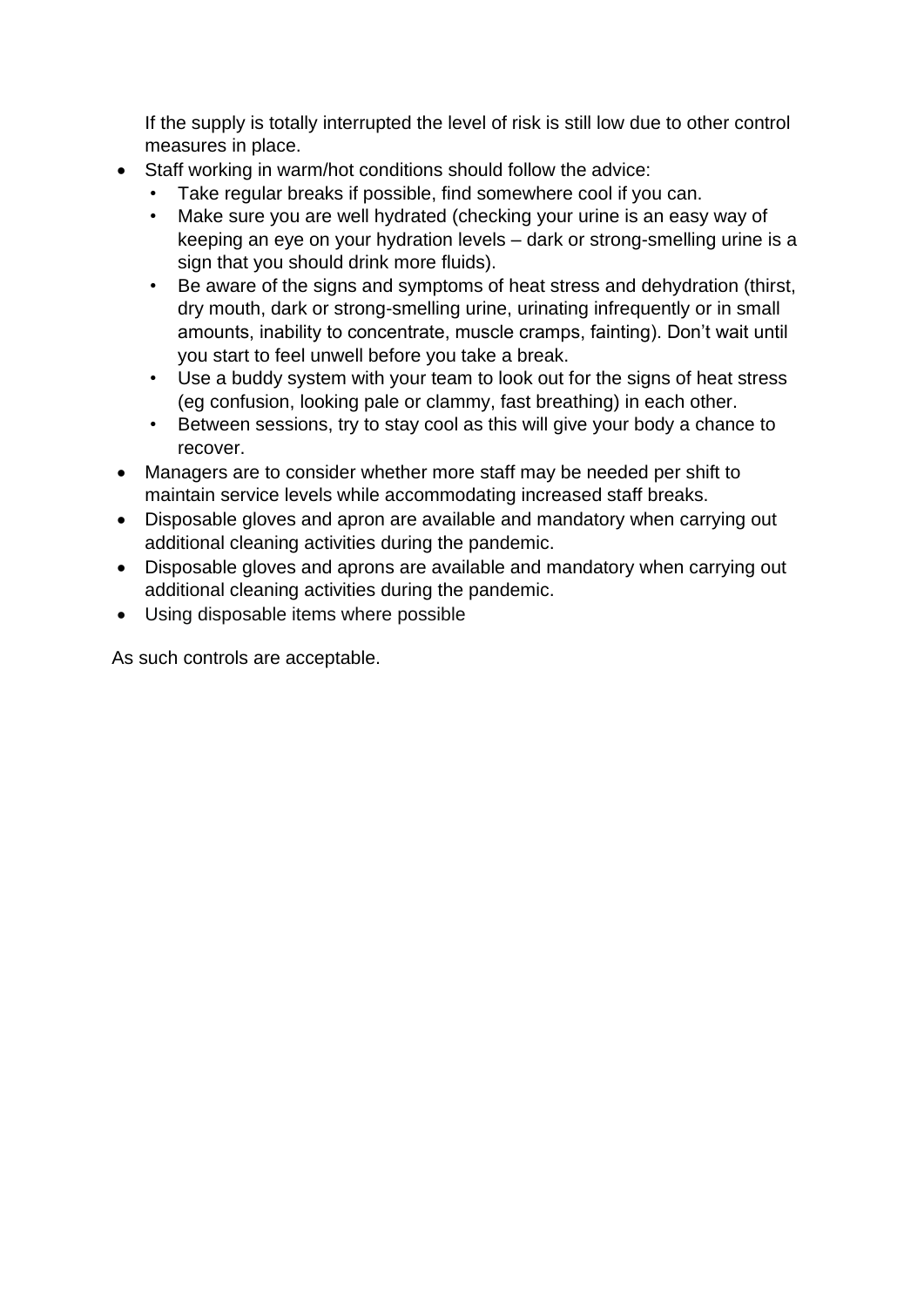If the supply is totally interrupted the level of risk is still low due to other control measures in place.

- Staff working in warm/hot conditions should follow the advice:
  - Take regular breaks if possible, find somewhere cool if you can.
  - Make sure you are well hydrated (checking your urine is an easy way of keeping an eye on your hydration levels – dark or strong-smelling urine is a sign that you should drink more fluids).
  - Be aware of the signs and symptoms of heat stress and dehydration (thirst, dry mouth, dark or strong-smelling urine, urinating infrequently or in small amounts, inability to concentrate, muscle cramps, fainting). Don't wait until you start to feel unwell before you take a break.
  - Use a buddy system with your team to look out for the signs of heat stress (eg confusion, looking pale or clammy, fast breathing) in each other.
  - Between sessions, try to stay cool as this will give your body a chance to recover.
- Managers are to consider whether more staff may be needed per shift to maintain service levels while accommodating increased staff breaks.
- Disposable gloves and apron are available and mandatory when carrying out additional cleaning activities during the pandemic.
- Disposable gloves and aprons are available and mandatory when carrying out additional cleaning activities during the pandemic.
- Using disposable items where possible

As such controls are acceptable.